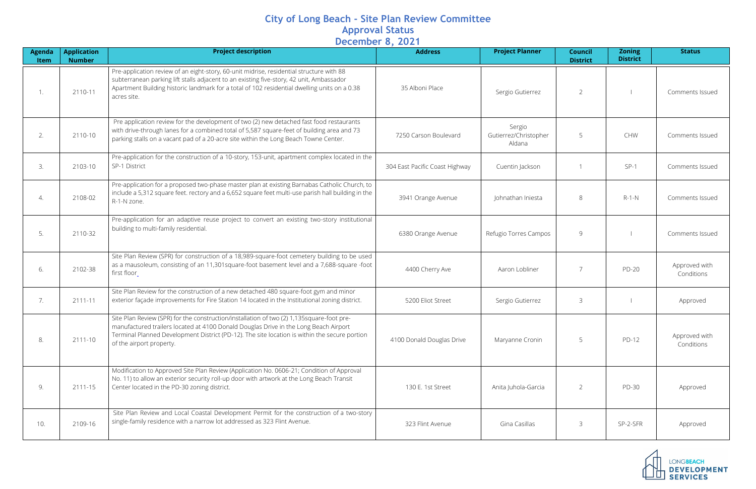# City of Long Beach - Site Plan Review Committee
## Approval Status
## December 8, 2021

| Agenda Item | Application Number | Project description | Address | Project Planner | Council District | Zoning District | Status |
|---|---|---|---|---|---|---|---|
| 1. | 2110-11 | Pre-application review of an eight-story, 60-unit midrise, residential structure with 88 subterranean parking lift stalls adjacent to an existing five-story, 42 unit, Ambassador Apartment Building historic landmark for a total of 102 residential dwelling units on a 0.38 acres site. | 35 Alboni Place | Sergio Gutierrez | 2 | I | Comments Issued |
| 2. | 2110-10 | Pre application review for the development of two (2) new detached fast food restaurants with drive-through lanes for a combined total of 5,587 square-feet of building area and 73 parking stalls on a vacant pad of a 20-acre site within the Long Beach Towne Center. | 7250 Carson Boulevard | Sergio Gutierrez/Christopher Aldana | 5 | CHW | Comments Issued |
| 3. | 2103-10 | Pre-application for the construction of a 10-story, 153-unit, apartment complex located in the SP-1 District | 304 East Pacific Coast Highway | Cuentin Jackson | 1 | SP-1 | Comments Issued |
| 4. | 2108-02 | Pre-application for a proposed two-phase master plan at existing Barnabas Catholic Church, to include a 5,312 square feet. rectory and a 6,652 square feet multi-use parish hall building in the R-1-N zone. | 3941 Orange Avenue | Johnathan Iniesta | 8 | R-1-N | Comments Issued |
| 5. | 2110-32 | Pre-application for an adaptive reuse project to convert an existing two-story institutional building to multi-family residential. | 6380 Orange Avenue | Refugio Torres Campos | 9 | I | Comments Issued |
| 6. | 2102-38 | Site Plan Review (SPR) for construction of a 18,989-square-foot cemetery building to be used as a mausoleum, consisting of an 11,301square-foot basement level and a 7,688-square -foot first floor. | 4400 Cherry Ave | Aaron Lobliner | 7 | PD-20 | Approved with Conditions |
| 7. | 2111-11 | Site Plan Review for the construction of a new detached 480 square-foot gym and minor exterior façade improvements for Fire Station 14 located in the Institutional zoning district. | 5200 Eliot Street | Sergio Gutierrez | 3 | I | Approved |
| 8. | 2111-10 | Site Plan Review (SPR) for the construction/installation of two (2) 1,135square-foot pre-manufactured trailers located at 4100 Donald Douglas Drive in the Long Beach Airport Terminal Planned Development District (PD-12). The site location is within the secure portion of the airport property. | 4100 Donald Douglas Drive | Maryanne Cronin | 5 | PD-12 | Approved with Conditions |
| 9. | 2111-15 | Modification to Approved Site Plan Review (Application No. 0606-21; Condition of Approval No. 11) to allow an exterior security roll-up door with artwork at the Long Beach Transit Center located in the PD-30 zoning district. | 130 E. 1st Street | Anita Juhola-Garcia | 2 | PD-30 | Approved |
| 10. | 2109-16 | Site Plan Review and Local Coastal Development Permit for the construction of a two-story single-family residence with a narrow lot addressed as 323 Flint Avenue. | 323 Flint Avenue | Gina Casillas | 3 | SP-2-SFR | Approved |

LONGBEACH DEVELOPMENT SERVICES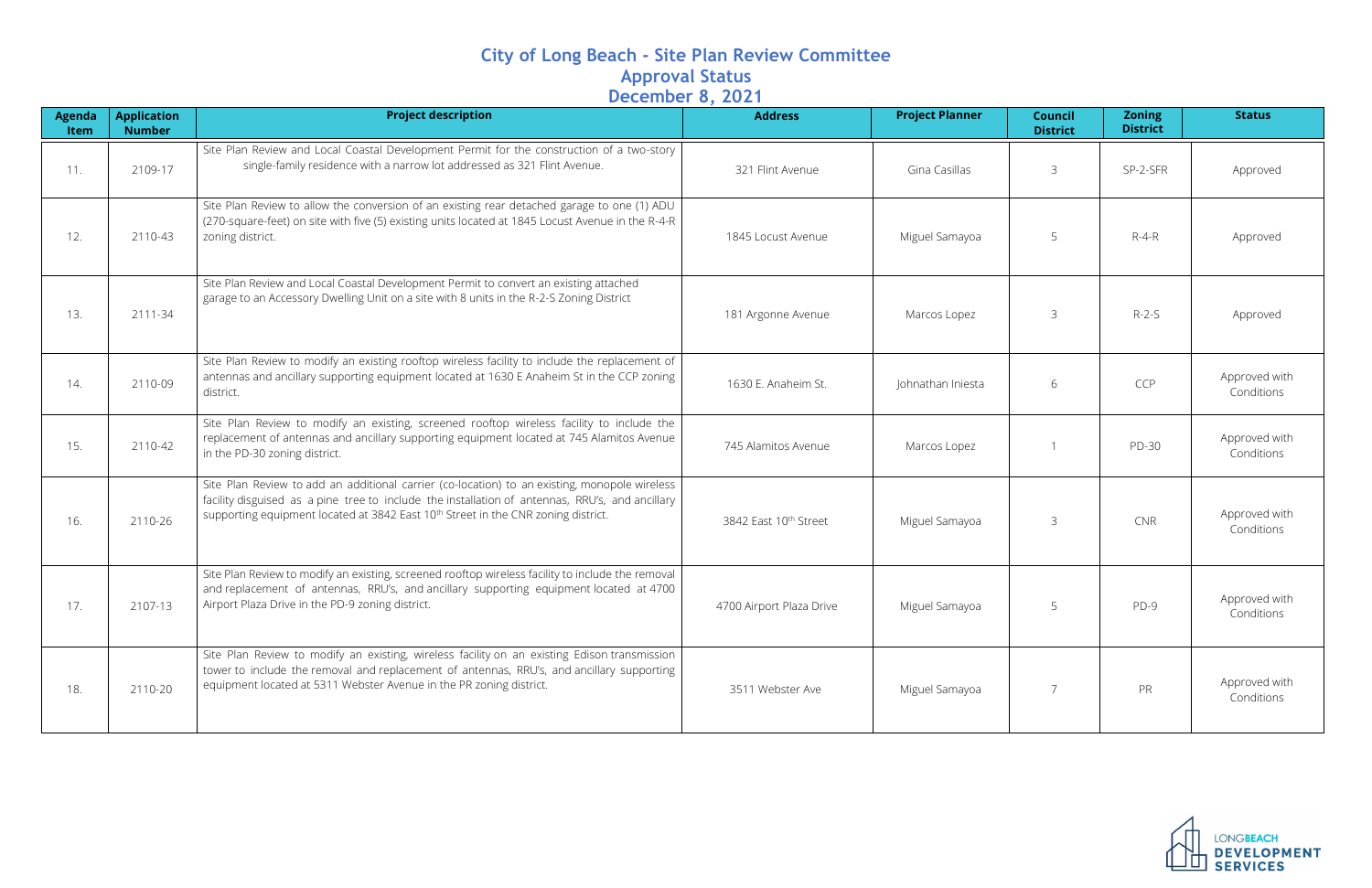# City of Long Beach - Site Plan Review Committee
## Approval Status
## December 8, 2021

| Agenda Item | Application Number | Project description | Address | Project Planner | Council District | Zoning District | Status |
|---|---|---|---|---|---|---|---|
| 11. | 2109-17 | Site Plan Review and Local Coastal Development Permit for the construction of a two-story single-family residence with a narrow lot addressed as 321 Flint Avenue. | 321 Flint Avenue | Gina Casillas | 3 | SP-2-SFR | Approved |
| 12. | 2110-43 | Site Plan Review to allow the conversion of an existing rear detached garage to one (1) ADU (270-square-feet) on site with five (5) existing units located at 1845 Locust Avenue in the R-4-R zoning district. | 1845 Locust Avenue | Miguel Samayoa | 5 | R-4-R | Approved |
| 13. | 2111-34 | Site Plan Review and Local Coastal Development Permit to convert an existing attached garage to an Accessory Dwelling Unit on a site with 8 units in the R-2-S Zoning District | 181 Argonne Avenue | Marcos Lopez | 3 | R-2-S | Approved |
| 14. | 2110-09 | Site Plan Review to modify an existing rooftop wireless facility to include the replacement of antennas and ancillary supporting equipment located at 1630 E Anaheim St in the CCP zoning district. | 1630 E. Anaheim St. | Johnathan Iniesta | 6 | CCP | Approved with Conditions |
| 15. | 2110-42 | Site Plan Review to modify an existing, screened rooftop wireless facility to include the replacement of antennas and ancillary supporting equipment located at 745 Alamitos Avenue in the PD-30 zoning district. | 745 Alamitos Avenue | Marcos Lopez | 1 | PD-30 | Approved with Conditions |
| 16. | 2110-26 | Site Plan Review to add an additional carrier (co-location) to an existing, monopole wireless facility disguised as a pine tree to include the installation of antennas, RRU's, and ancillary supporting equipment located at 3842 East 10th Street in the CNR zoning district. | 3842 East 10th Street | Miguel Samayoa | 3 | CNR | Approved with Conditions |
| 17. | 2107-13 | Site Plan Review to modify an existing, screened rooftop wireless facility to include the removal and replacement of antennas, RRU's, and ancillary supporting equipment located at 4700 Airport Plaza Drive in the PD-9 zoning district. | 4700 Airport Plaza Drive | Miguel Samayoa | 5 | PD-9 | Approved with Conditions |
| 18. | 2110-20 | Site Plan Review to modify an existing, wireless facility on an existing Edison transmission tower to include the removal and replacement of antennas, RRU's, and ancillary supporting equipment located at 5311 Webster Avenue in the PR zoning district. | 3511 Webster Ave | Miguel Samayoa | 7 | PR | Approved with Conditions |

LONGBEACH DEVELOPMENT SERVICES